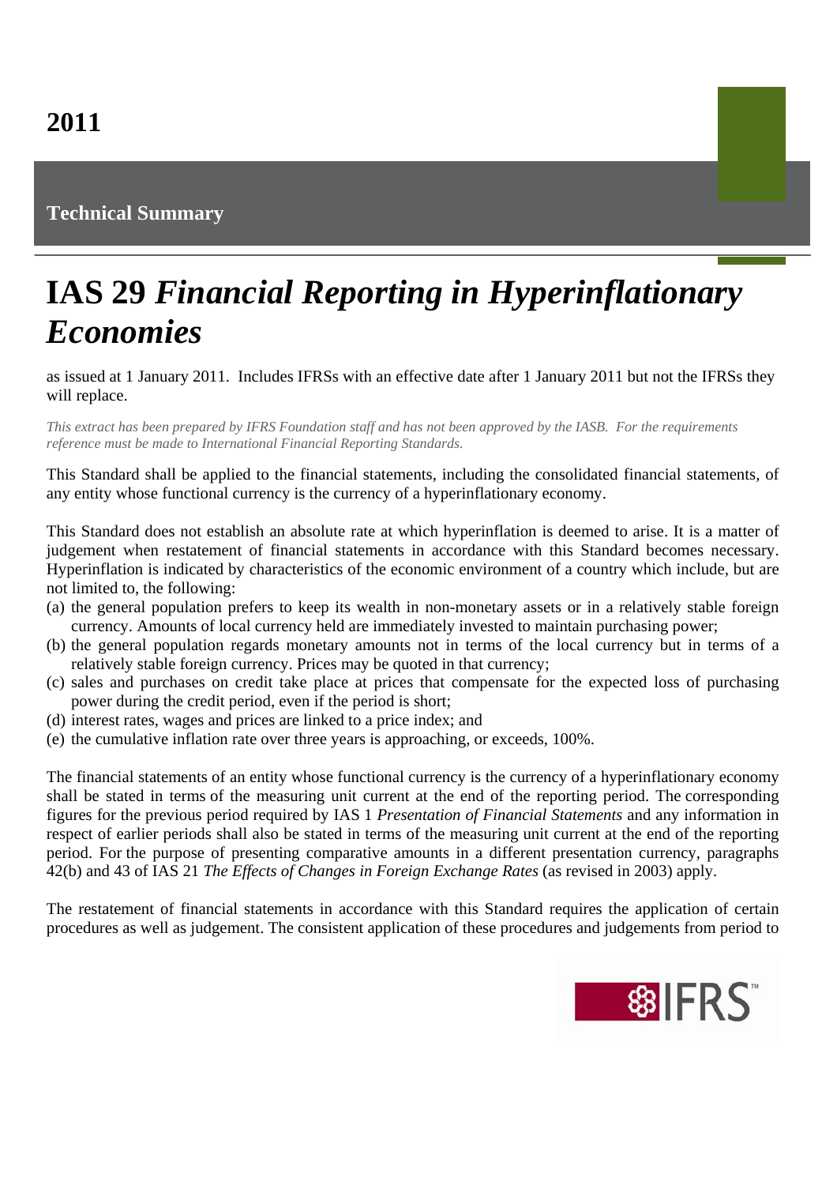2011

**Technical Summary**

# IAS 29 *Financial Reporting in Hyperinflationary Economies*

as issued at 1 January 2011. Includes IFRSs with an effective date after 1 January 2011 but not the IFRSs they will replace.

*This extract has been prepared by IFRS Foundation staff and has not been approved by the IASB. For the requirements reference must be made to International Financial Reporting Standards.*

This Standard shall be applied to the financial statements, including the consolidated financial statements, of any entity whose functional currency is the currency of a hyperinflationary economy.

This Standard does not establish an absolute rate at which hyperinflation is deemed to arise. It is a matter of judgement when restatement of financial statements in accordance with this Standard becomes necessary. Hyperinflation is indicated by characteristics of the economic environment of a country which include, but are not limited to, the following:

(a) the general population prefers to keep its wealth in non-monetary assets or in a relatively stable foreign currency. Amounts of local currency held are immediately invested to maintain purchasing power;
(b) the general population regards monetary amounts not in terms of the local currency but in terms of a relatively stable foreign currency. Prices may be quoted in that currency;
(c) sales and purchases on credit take place at prices that compensate for the expected loss of purchasing power during the credit period, even if the period is short;
(d) interest rates, wages and prices are linked to a price index; and
(e) the cumulative inflation rate over three years is approaching, or exceeds, 100%.

The financial statements of an entity whose functional currency is the currency of a hyperinflationary economy shall be stated in terms of the measuring unit current at the end of the reporting period. The corresponding figures for the previous period required by IAS 1 *Presentation of Financial Statements* and any information in respect of earlier periods shall also be stated in terms of the measuring unit current at the end of the reporting period. For the purpose of presenting comparative amounts in a different presentation currency, paragraphs 42(b) and 43 of IAS 21 *The Effects of Changes in Foreign Exchange Rates* (as revised in 2003) apply.

The restatement of financial statements in accordance with this Standard requires the application of certain procedures as well as judgement. The consistent application of these procedures and judgements from period to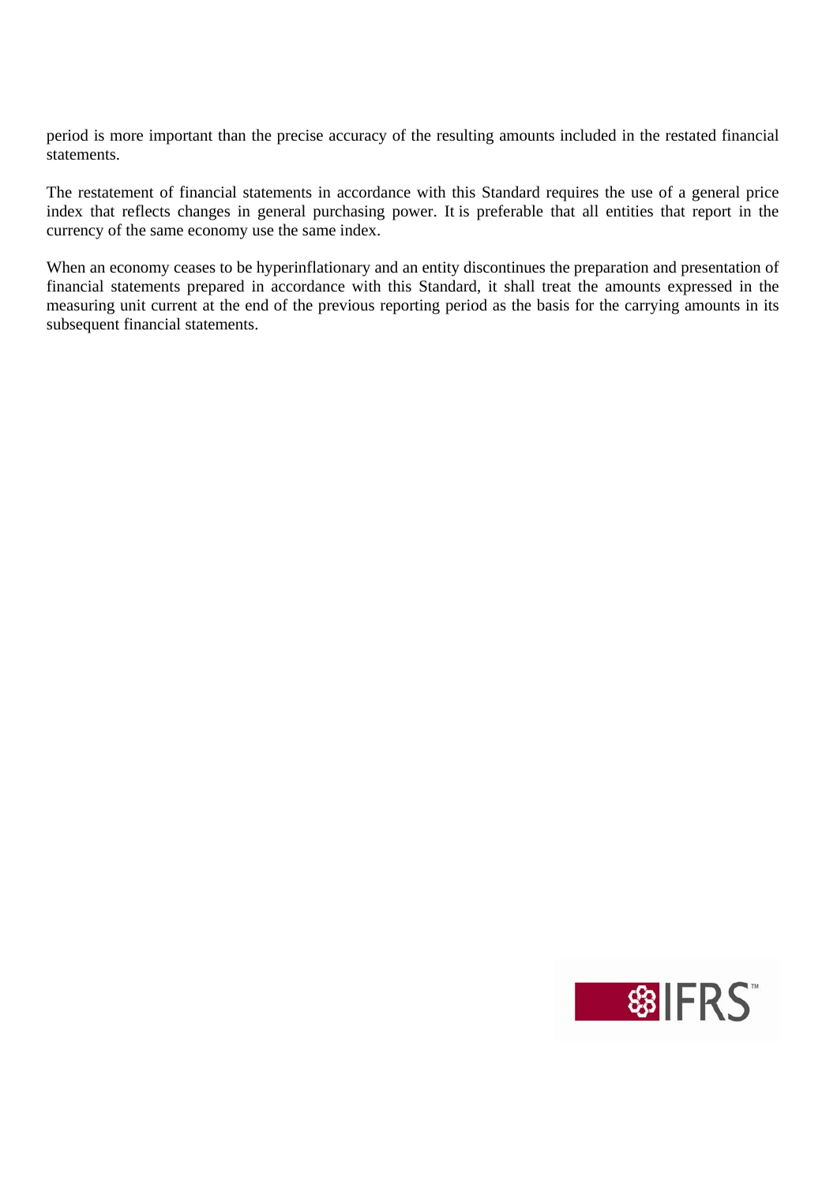period is more important than the precise accuracy of the resulting amounts included in the restated financial statements.

The restatement of financial statements in accordance with this Standard requires the use of a general price index that reflects changes in general purchasing power. It is preferable that all entities that report in the currency of the same economy use the same index.

When an economy ceases to be hyperinflationary and an entity discontinues the preparation and presentation of financial statements prepared in accordance with this Standard, it shall treat the amounts expressed in the measuring unit current at the end of the previous reporting period as the basis for the carrying amounts in its subsequent financial statements.